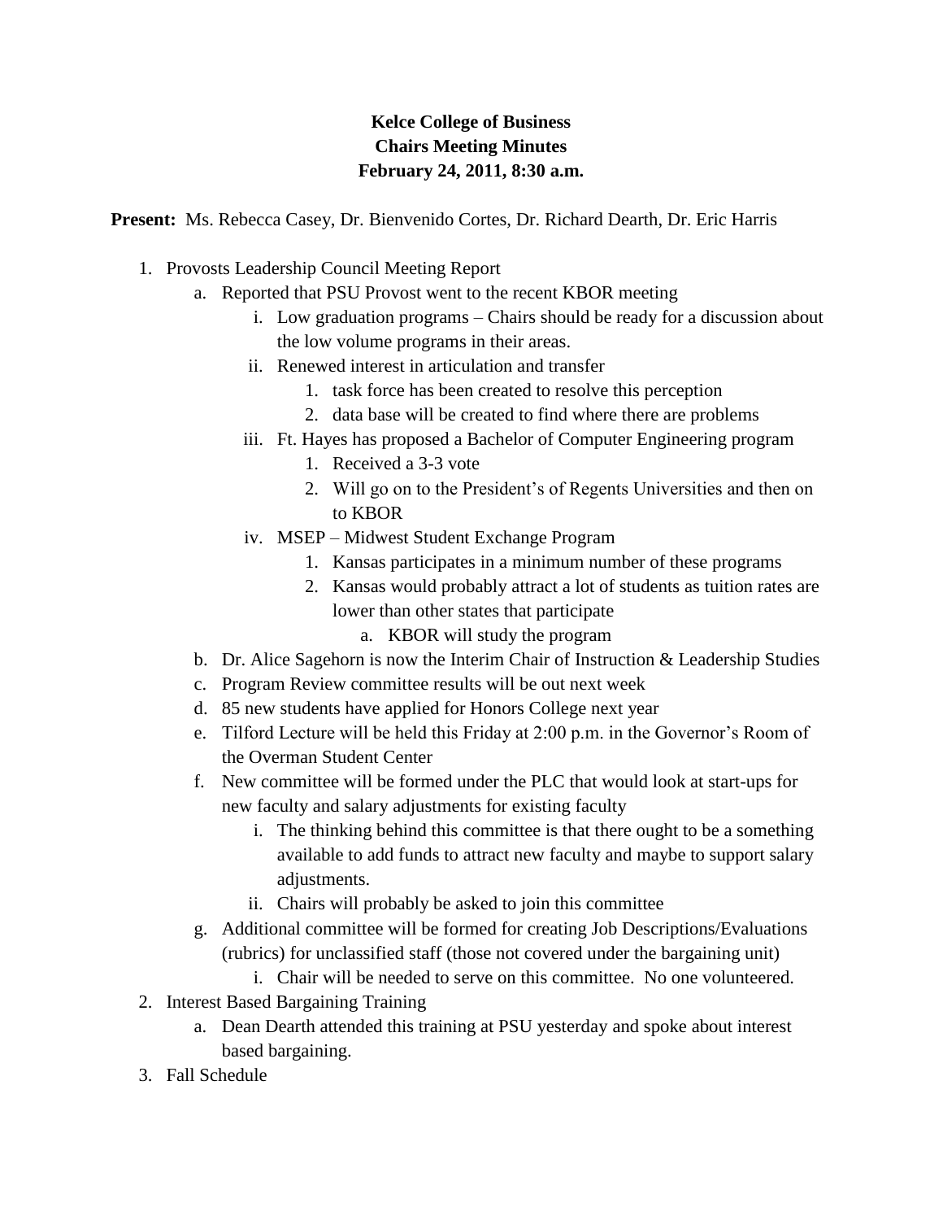**Kelce College of Business**
**Chairs Meeting Minutes**
**February 24, 2011, 8:30 a.m.**

**Present:** Ms. Rebecca Casey, Dr. Bienvenido Cortes, Dr. Richard Dearth, Dr. Eric Harris

1. Provosts Leadership Council Meeting Report
   a. Reported that PSU Provost went to the recent KBOR meeting
      i. Low graduation programs – Chairs should be ready for a discussion about the low volume programs in their areas.
      ii. Renewed interest in articulation and transfer
         1. task force has been created to resolve this perception
         2. data base will be created to find where there are problems
      iii. Ft. Hayes has proposed a Bachelor of Computer Engineering program
         1. Received a 3-3 vote
         2. Will go on to the President's of Regents Universities and then on to KBOR
      iv. MSEP – Midwest Student Exchange Program
         1. Kansas participates in a minimum number of these programs
         2. Kansas would probably attract a lot of students as tuition rates are lower than other states that participate
            a. KBOR will study the program
   b. Dr. Alice Sagehorn is now the Interim Chair of Instruction & Leadership Studies
   c. Program Review committee results will be out next week
   d. 85 new students have applied for Honors College next year
   e. Tilford Lecture will be held this Friday at 2:00 p.m. in the Governor's Room of the Overman Student Center
   f. New committee will be formed under the PLC that would look at start-ups for new faculty and salary adjustments for existing faculty
      i. The thinking behind this committee is that there ought to be a something available to add funds to attract new faculty and maybe to support salary adjustments.
      ii. Chairs will probably be asked to join this committee
   g. Additional committee will be formed for creating Job Descriptions/Evaluations (rubrics) for unclassified staff (those not covered under the bargaining unit)
      i. Chair will be needed to serve on this committee. No one volunteered.
2. Interest Based Bargaining Training
   a. Dean Dearth attended this training at PSU yesterday and spoke about interest based bargaining.
3. Fall Schedule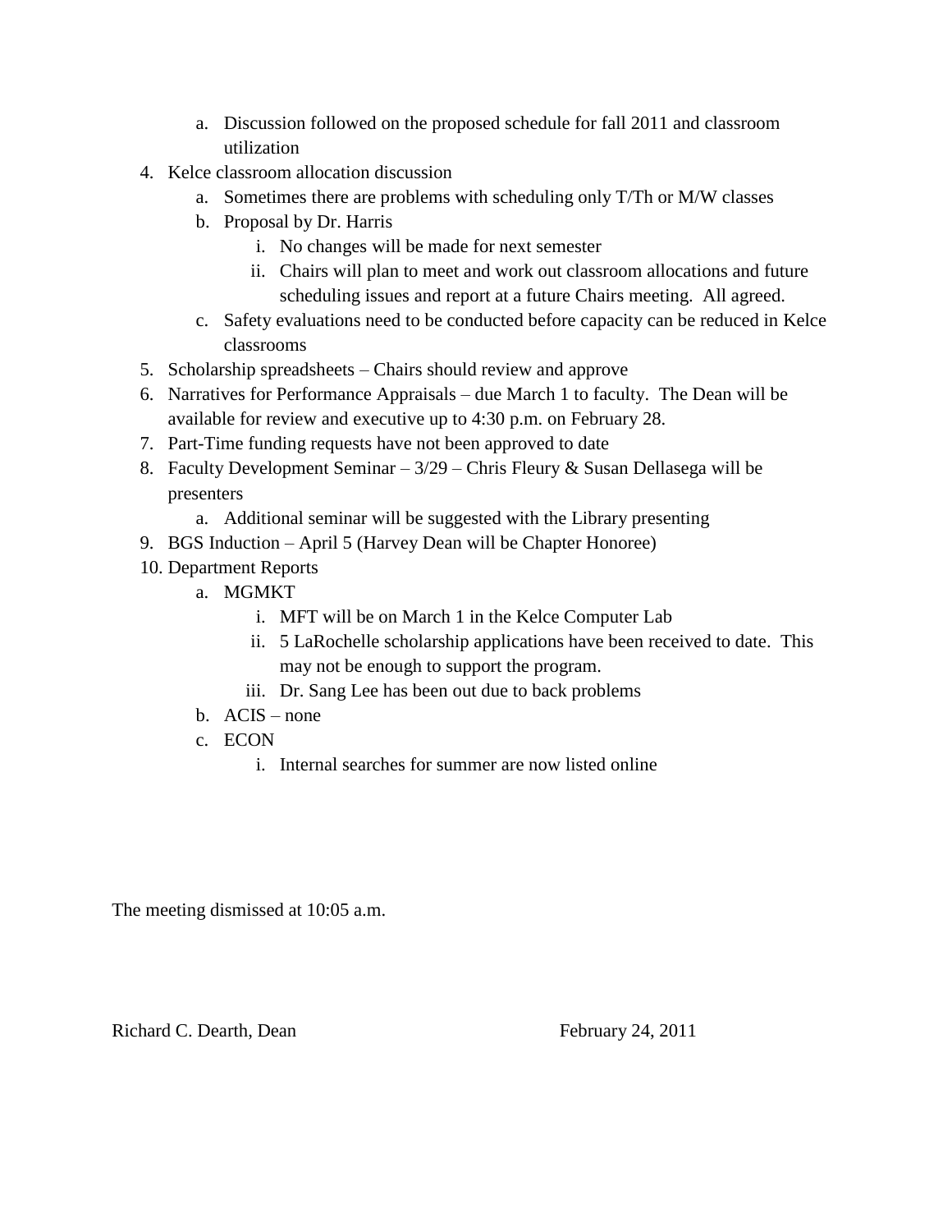a. Discussion followed on the proposed schedule for fall 2011 and classroom utilization

4. Kelce classroom allocation discussion
   a. Sometimes there are problems with scheduling only T/Th or M/W classes
   b. Proposal by Dr. Harris
      i. No changes will be made for next semester
      ii. Chairs will plan to meet and work out classroom allocations and future scheduling issues and report at a future Chairs meeting. All agreed.
   c. Safety evaluations need to be conducted before capacity can be reduced in Kelce classrooms
5. Scholarship spreadsheets – Chairs should review and approve
6. Narratives for Performance Appraisals – due March 1 to faculty. The Dean will be available for review and executive up to 4:30 p.m. on February 28.
7. Part-Time funding requests have not been approved to date
8. Faculty Development Seminar – 3/29 – Chris Fleury & Susan Dellasega will be presenters
   a. Additional seminar will be suggested with the Library presenting
9. BGS Induction – April 5 (Harvey Dean will be Chapter Honoree)
10. Department Reports
    a. MGMKT
       i. MFT will be on March 1 in the Kelce Computer Lab
       ii. 5 LaRochelle scholarship applications have been received to date. This may not be enough to support the program.
       iii. Dr. Sang Lee has been out due to back problems
    b. ACIS – none
    c. ECON
       i. Internal searches for summer are now listed online

The meeting dismissed at 10:05 a.m.

Richard C. Dearth, Dean February 24, 2011